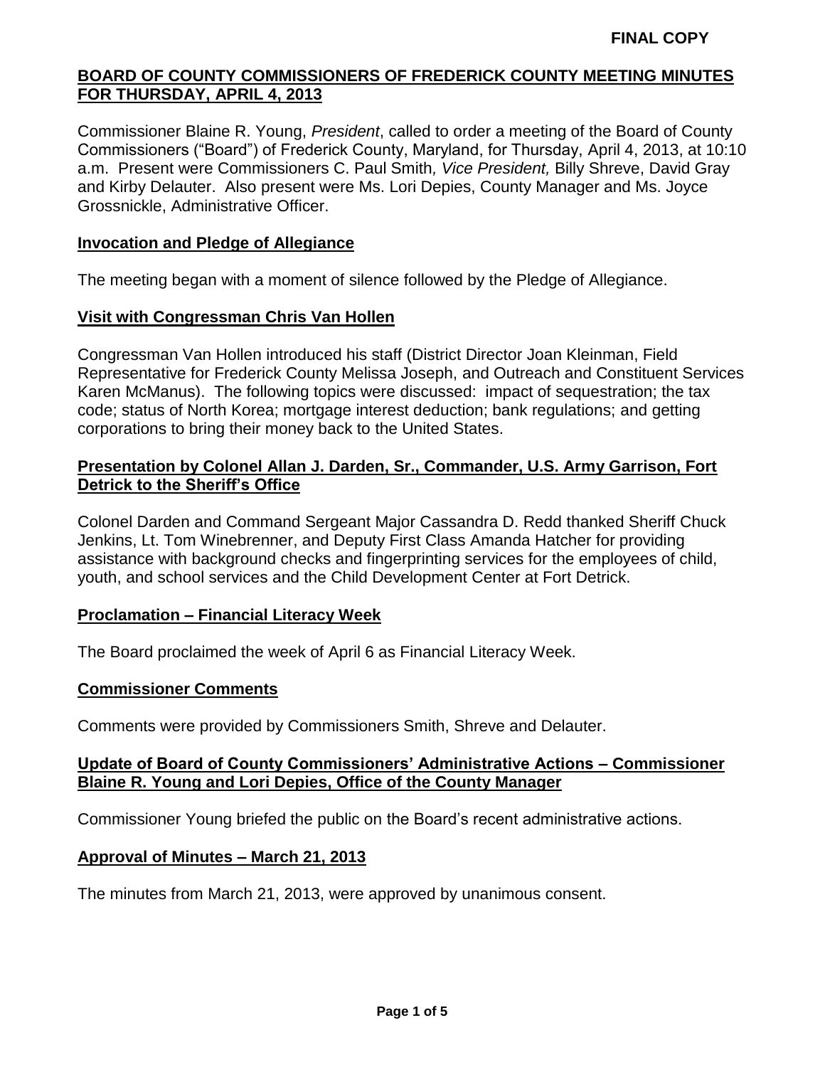**FINAL COPY**

# BOARD OF COUNTY COMMISSIONERS OF FREDERICK COUNTY MEETING MINUTES FOR THURSDAY, APRIL 4, 2013

Commissioner Blaine R. Young, *President*, called to order a meeting of the Board of County Commissioners ("Board") of Frederick County, Maryland, for Thursday, April 4, 2013, at 10:10 a.m. Present were Commissioners C. Paul Smith*, Vice President,* Billy Shreve, David Gray and Kirby Delauter. Also present were Ms. Lori Depies, County Manager and Ms. Joyce Grossnickle, Administrative Officer.

## Invocation and Pledge of Allegiance

The meeting began with a moment of silence followed by the Pledge of Allegiance.

## Visit with Congressman Chris Van Hollen

Congressman Van Hollen introduced his staff (District Director Joan Kleinman, Field Representative for Frederick County Melissa Joseph, and Outreach and Constituent Services Karen McManus). The following topics were discussed: impact of sequestration; the tax code; status of North Korea; mortgage interest deduction; bank regulations; and getting corporations to bring their money back to the United States.

## Presentation by Colonel Allan J. Darden, Sr., Commander, U.S. Army Garrison, Fort Detrick to the Sheriff's Office

Colonel Darden and Command Sergeant Major Cassandra D. Redd thanked Sheriff Chuck Jenkins, Lt. Tom Winebrenner, and Deputy First Class Amanda Hatcher for providing assistance with background checks and fingerprinting services for the employees of child, youth, and school services and the Child Development Center at Fort Detrick.

## Proclamation – Financial Literacy Week

The Board proclaimed the week of April 6 as Financial Literacy Week.

## Commissioner Comments

Comments were provided by Commissioners Smith, Shreve and Delauter.

## Update of Board of County Commissioners' Administrative Actions – Commissioner Blaine R. Young and Lori Depies, Office of the County Manager

Commissioner Young briefed the public on the Board's recent administrative actions.

## Approval of Minutes – March 21, 2013

The minutes from March 21, 2013, were approved by unanimous consent.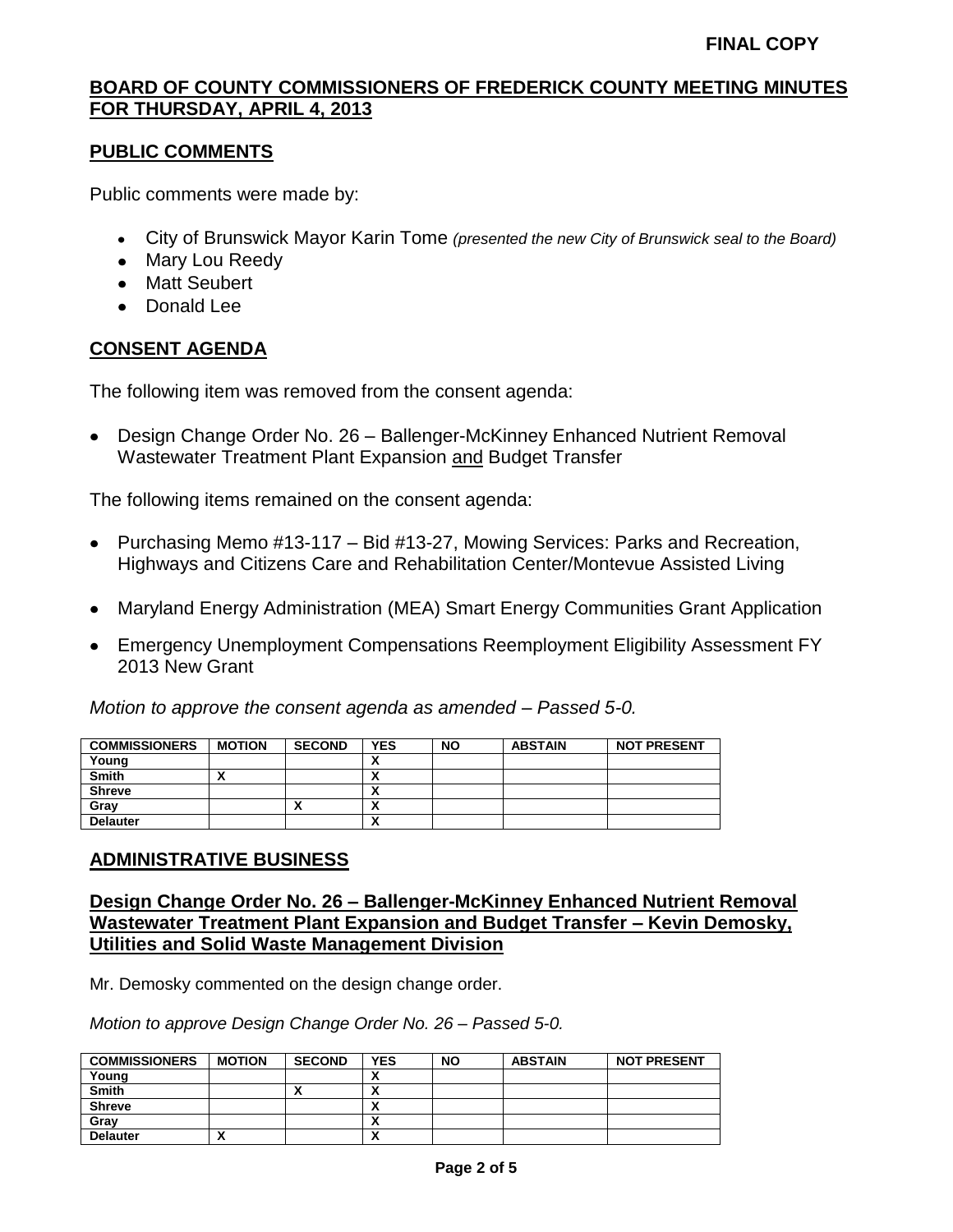**FINAL COPY**

## BOARD OF COUNTY COMMISSIONERS OF FREDERICK COUNTY MEETING MINUTES FOR THURSDAY, APRIL 4, 2013

## PUBLIC COMMENTS

Public comments were made by:

- City of Brunswick Mayor Karin Tome *(presented the new City of Brunswick seal to the Board)*
- Mary Lou Reedy
- Matt Seubert
- Donald Lee

## CONSENT AGENDA

The following item was removed from the consent agenda:

- Design Change Order No. 26 – Ballenger-McKinney Enhanced Nutrient Removal Wastewater Treatment Plant Expansion and Budget Transfer

The following items remained on the consent agenda:

- Purchasing Memo #13-117 – Bid #13-27, Mowing Services: Parks and Recreation, Highways and Citizens Care and Rehabilitation Center/Montevue Assisted Living
- Maryland Energy Administration (MEA) Smart Energy Communities Grant Application
- Emergency Unemployment Compensations Reemployment Eligibility Assessment FY 2013 New Grant

*Motion to approve the consent agenda as amended – Passed 5-0.*

| COMMISSIONERS | MOTION | SECOND | YES | NO | ABSTAIN | NOT PRESENT |
|---|---|---|---|---|---|---|
| Young | | | X | | | |
| Smith | X | | X | | | |
| Shreve | | | X | | | |
| Gray | | X | X | | | |
| Delauter | | | X | | | |

## ADMINISTRATIVE BUSINESS

### Design Change Order No. 26 – Ballenger-McKinney Enhanced Nutrient Removal Wastewater Treatment Plant Expansion and Budget Transfer – Kevin Demosky, Utilities and Solid Waste Management Division

Mr. Demosky commented on the design change order.

*Motion to approve Design Change Order No. 26 – Passed 5-0.*

| COMMISSIONERS | MOTION | SECOND | YES | NO | ABSTAIN | NOT PRESENT |
|---|---|---|---|---|---|---|
| Young | | | X | | | |
| Smith | | X | X | | | |
| Shreve | | | X | | | |
| Gray | | | X | | | |
| Delauter | X | | X | | | |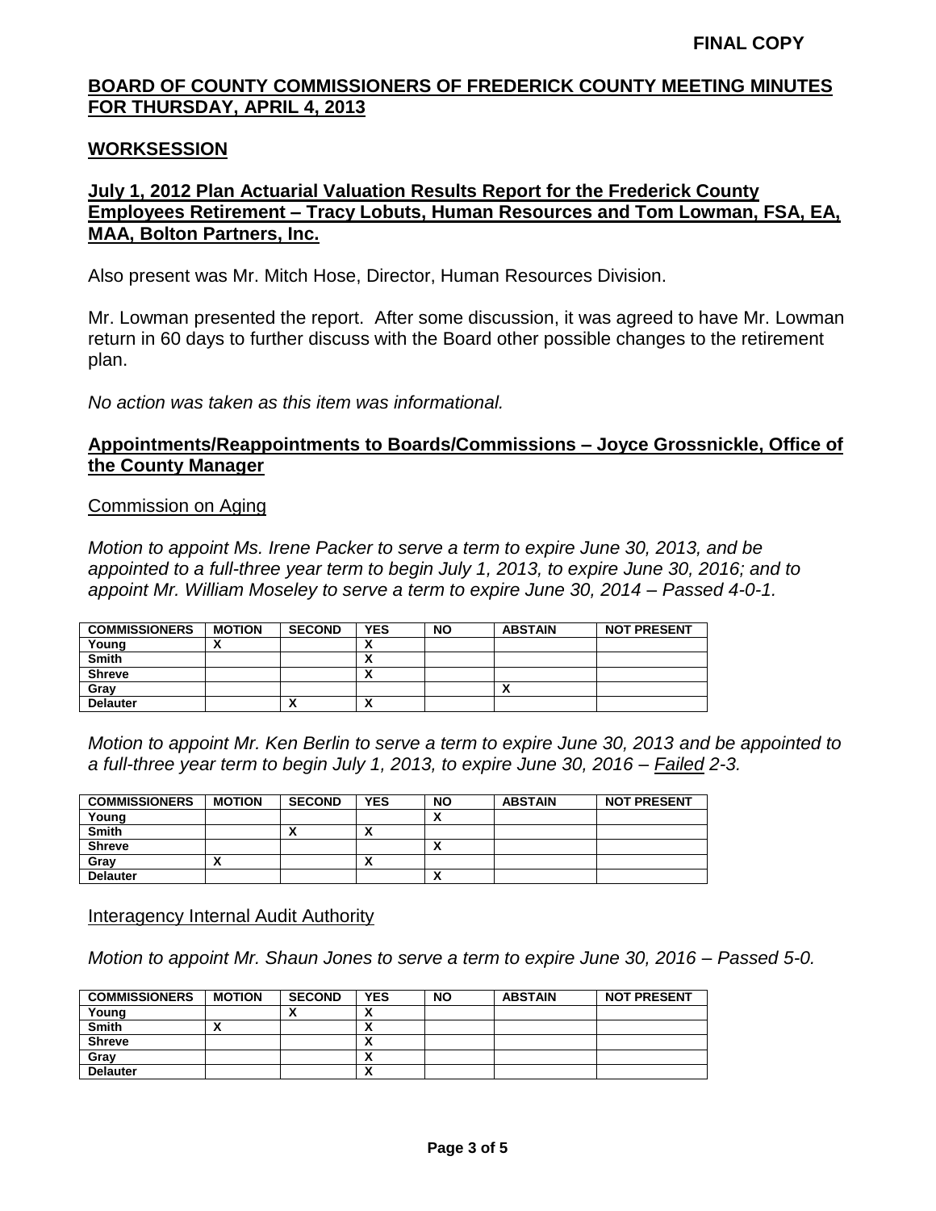**FINAL COPY**

## BOARD OF COUNTY COMMISSIONERS OF FREDERICK COUNTY MEETING MINUTES FOR THURSDAY, APRIL 4, 2013

### WORKSESSION

### July 1, 2012 Plan Actuarial Valuation Results Report for the Frederick County Employees Retirement – Tracy Lobuts, Human Resources and Tom Lowman, FSA, EA, MAA, Bolton Partners, Inc.

Also present was Mr. Mitch Hose, Director, Human Resources Division.

Mr. Lowman presented the report. After some discussion, it was agreed to have Mr. Lowman return in 60 days to further discuss with the Board other possible changes to the retirement plan.

*No action was taken as this item was informational.*

### Appointments/Reappointments to Boards/Commissions – Joyce Grossnickle, Office of the County Manager

Commission on Aging

*Motion to appoint Ms. Irene Packer to serve a term to expire June 30, 2013, and be appointed to a full-three year term to begin July 1, 2013, to expire June 30, 2016; and to appoint Mr. William Moseley to serve a term to expire June 30, 2014 – Passed 4-0-1.*

| COMMISSIONERS | MOTION | SECOND | YES | NO | ABSTAIN | NOT PRESENT |
|---|---|---|---|---|---|---|
| Young | X | | X | | | |
| Smith | | | X | | | |
| Shreve | | | X | | | |
| Gray | | | | | X | |
| Delauter | | X | X | | | |

*Motion to appoint Mr. Ken Berlin to serve a term to expire June 30, 2013 and be appointed to a full-three year term to begin July 1, 2013, to expire June 30, 2016 – Failed 2-3.*

| COMMISSIONERS | MOTION | SECOND | YES | NO | ABSTAIN | NOT PRESENT |
|---|---|---|---|---|---|---|
| Young | | | | X | | |
| Smith | | X | X | | | |
| Shreve | | | | X | | |
| Gray | X | | X | | | |
| Delauter | | | | X | | |

Interagency Internal Audit Authority

*Motion to appoint Mr. Shaun Jones to serve a term to expire June 30, 2016 – Passed 5-0.*

| COMMISSIONERS | MOTION | SECOND | YES | NO | ABSTAIN | NOT PRESENT |
|---|---|---|---|---|---|---|
| Young | | X | X | | | |
| Smith | X | | X | | | |
| Shreve | | | X | | | |
| Gray | | | X | | | |
| Delauter | | | X | | | |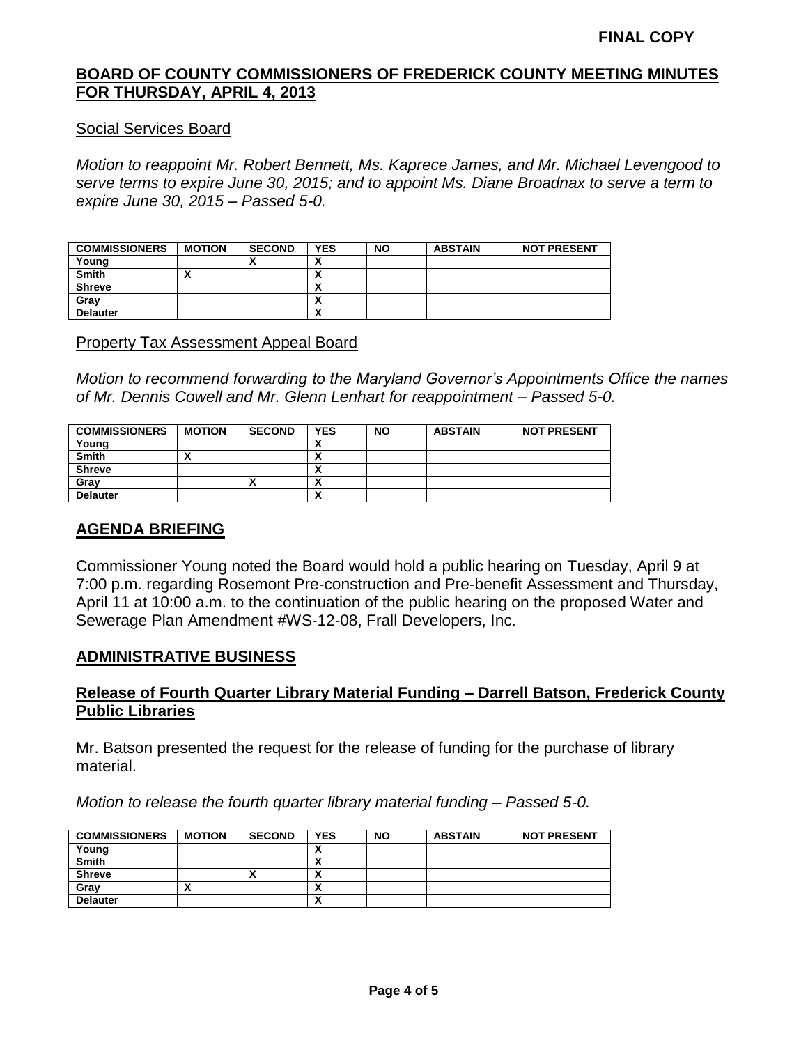**FINAL COPY**

## BOARD OF COUNTY COMMISSIONERS OF FREDERICK COUNTY MEETING MINUTES FOR THURSDAY, APRIL 4, 2013

Social Services Board

*Motion to reappoint Mr. Robert Bennett, Ms. Kaprece James, and Mr. Michael Levengood to serve terms to expire June 30, 2015; and to appoint Ms. Diane Broadnax to serve a term to expire June 30, 2015 – Passed 5-0.*

| COMMISSIONERS | MOTION | SECOND | YES | NO | ABSTAIN | NOT PRESENT |
|---|---|---|---|---|---|---|
| Young | | X | X | | | |
| Smith | X | | X | | | |
| Shreve | | | X | | | |
| Gray | | | X | | | |
| Delauter | | | X | | | |

Property Tax Assessment Appeal Board

*Motion to recommend forwarding to the Maryland Governor's Appointments Office the names of Mr. Dennis Cowell and Mr. Glenn Lenhart for reappointment – Passed 5-0.*

| COMMISSIONERS | MOTION | SECOND | YES | NO | ABSTAIN | NOT PRESENT |
|---|---|---|---|---|---|---|
| Young | | | X | | | |
| Smith | X | | X | | | |
| Shreve | | | X | | | |
| Gray | | X | X | | | |
| Delauter | | | X | | | |

## AGENDA BRIEFING

Commissioner Young noted the Board would hold a public hearing on Tuesday, April 9 at 7:00 p.m. regarding Rosemont Pre-construction and Pre-benefit Assessment and Thursday, April 11 at 10:00 a.m. to the continuation of the public hearing on the proposed Water and Sewerage Plan Amendment #WS-12-08, Frall Developers, Inc.

## ADMINISTRATIVE BUSINESS

### Release of Fourth Quarter Library Material Funding – Darrell Batson, Frederick County Public Libraries

Mr. Batson presented the request for the release of funding for the purchase of library material.

*Motion to release the fourth quarter library material funding – Passed 5-0.*

| COMMISSIONERS | MOTION | SECOND | YES | NO | ABSTAIN | NOT PRESENT |
|---|---|---|---|---|---|---|
| Young | | | X | | | |
| Smith | | | X | | | |
| Shreve | | X | X | | | |
| Gray | X | | X | | | |
| Delauter | | | X | | | |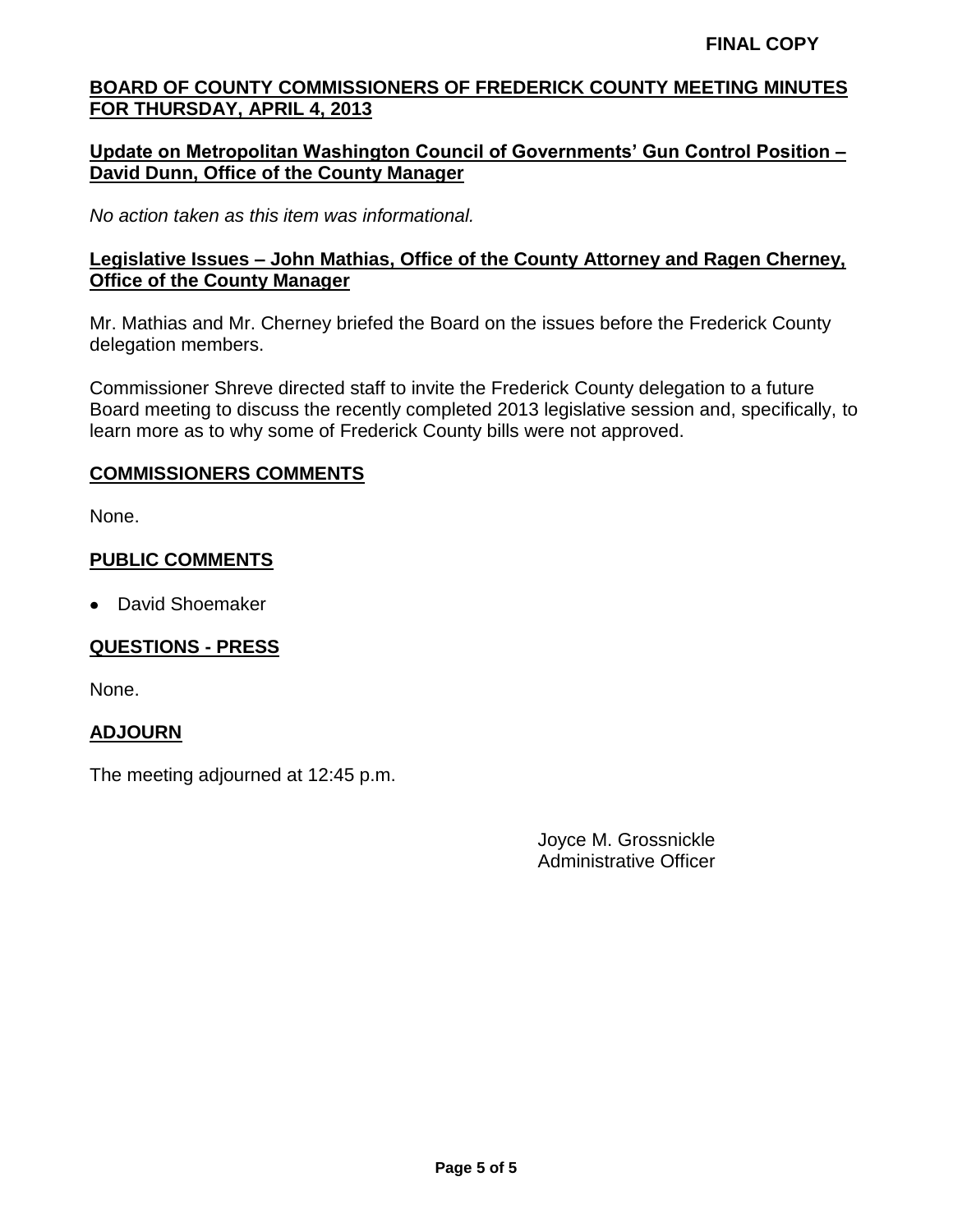**FINAL COPY**

**BOARD OF COUNTY COMMISSIONERS OF FREDERICK COUNTY MEETING MINUTES FOR THURSDAY, APRIL 4, 2013**

**Update on Metropolitan Washington Council of Governments' Gun Control Position – David Dunn, Office of the County Manager**

*No action taken as this item was informational.*

**Legislative Issues – John Mathias, Office of the County Attorney and Ragen Cherney, Office of the County Manager**

Mr. Mathias and Mr. Cherney briefed the Board on the issues before the Frederick County delegation members.

Commissioner Shreve directed staff to invite the Frederick County delegation to a future Board meeting to discuss the recently completed 2013 legislative session and, specifically, to learn more as to why some of Frederick County bills were not approved.

## COMMISSIONERS COMMENTS

None.

## PUBLIC COMMENTS

- David Shoemaker

## QUESTIONS - PRESS

None.

## ADJOURN

The meeting adjourned at 12:45 p.m.

Joyce M. Grossnickle
Administrative Officer